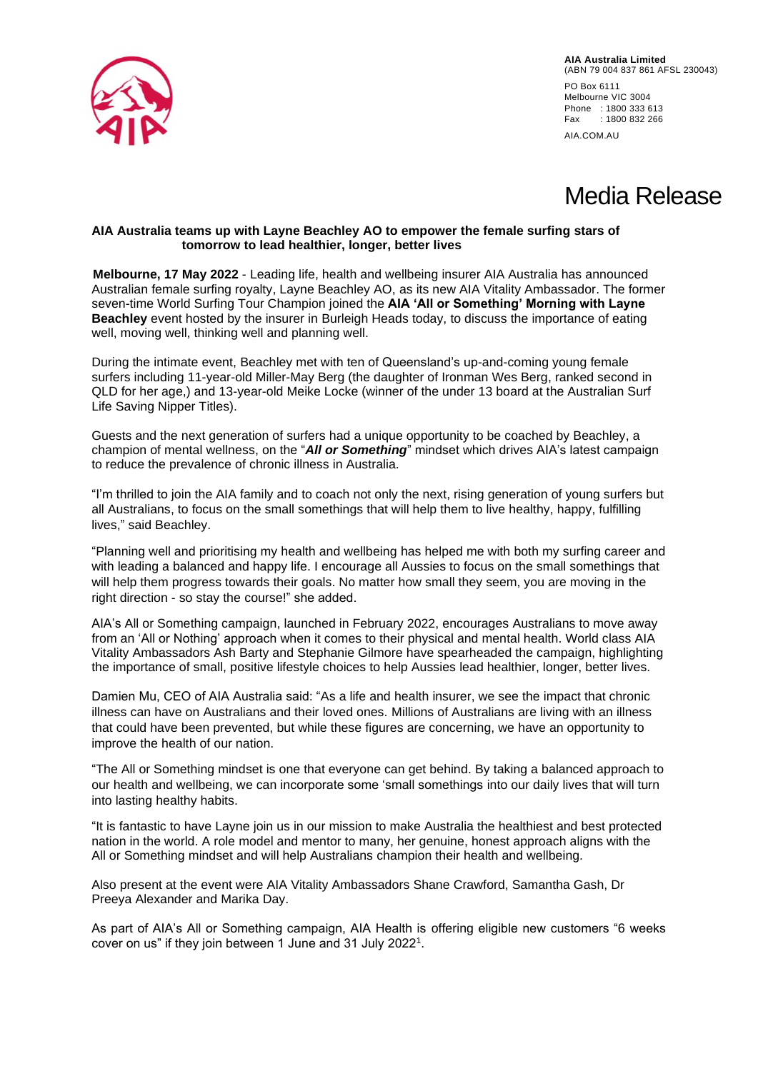**AIA Australia Limited**
(ABN 79 004 837 861 AFSL 230043)

PO Box 6111
Melbourne VIC 3004
Phone : 1800 333 613
Fax : 1800 832 266

AIA.COM.AU

# Media Release

**AIA Australia teams up with Layne Beachley AO to empower the female surfing stars of tomorrow to lead healthier, longer, better lives**

**Melbourne, 17 May 2022** - Leading life, health and wellbeing insurer AIA Australia has announced Australian female surfing royalty, Layne Beachley AO, as its new AIA Vitality Ambassador. The former seven-time World Surfing Tour Champion joined the **AIA 'All or Something' Morning with Layne Beachley** event hosted by the insurer in Burleigh Heads today, to discuss the importance of eating well, moving well, thinking well and planning well.

During the intimate event, Beachley met with ten of Queensland's up-and-coming young female surfers including 11-year-old Miller-May Berg (the daughter of Ironman Wes Berg, ranked second in QLD for her age,) and 13-year-old Meike Locke (winner of the under 13 board at the Australian Surf Life Saving Nipper Titles).

Guests and the next generation of surfers had a unique opportunity to be coached by Beachley, a champion of mental wellness, on the "***All or Something***" mindset which drives AIA's latest campaign to reduce the prevalence of chronic illness in Australia.

"I'm thrilled to join the AIA family and to coach not only the next, rising generation of young surfers but all Australians, to focus on the small somethings that will help them to live healthy, happy, fulfilling lives," said Beachley.

"Planning well and prioritising my health and wellbeing has helped me with both my surfing career and with leading a balanced and happy life. I encourage all Aussies to focus on the small somethings that will help them progress towards their goals. No matter how small they seem, you are moving in the right direction - so stay the course!" she added.

AIA's All or Something campaign, launched in February 2022, encourages Australians to move away from an 'All or Nothing' approach when it comes to their physical and mental health. World class AIA Vitality Ambassadors Ash Barty and Stephanie Gilmore have spearheaded the campaign, highlighting the importance of small, positive lifestyle choices to help Aussies lead healthier, longer, better lives.

Damien Mu, CEO of AIA Australia said: "As a life and health insurer, we see the impact that chronic illness can have on Australians and their loved ones. Millions of Australians are living with an illness that could have been prevented, but while these figures are concerning, we have an opportunity to improve the health of our nation.

"The All or Something mindset is one that everyone can get behind. By taking a balanced approach to our health and wellbeing, we can incorporate some 'small somethings into our daily lives that will turn into lasting healthy habits.

"It is fantastic to have Layne join us in our mission to make Australia the healthiest and best protected nation in the world. A role model and mentor to many, her genuine, honest approach aligns with the All or Something mindset and will help Australians champion their health and wellbeing.

Also present at the event were AIA Vitality Ambassadors Shane Crawford, Samantha Gash, Dr Preeya Alexander and Marika Day.

As part of AIA's All or Something campaign, AIA Health is offering eligible new customers "6 weeks cover on us" if they join between 1 June and 31 July 2022[1].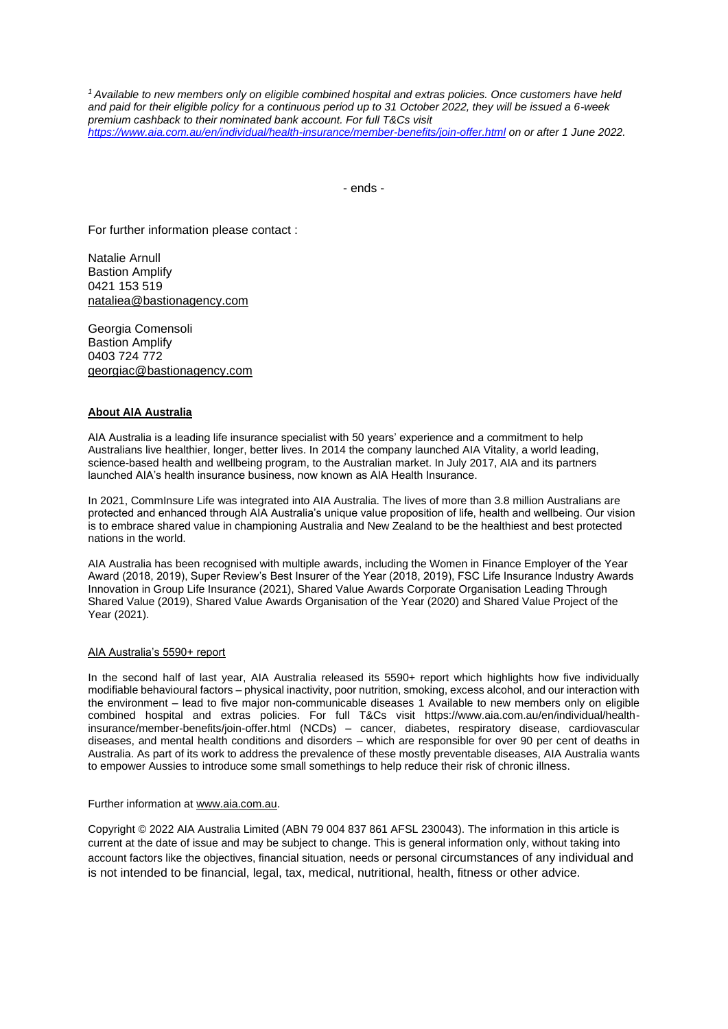*[1] Available to new members only on eligible combined hospital and extras policies. Once customers have held and paid for their eligible policy for a continuous period up to 31 October 2022, they will be issued a 6-week premium cashback to their nominated bank account. For full T&Cs visit [https://www.aia.com.au/en/individual/health-insurance/member-benefits/join-offer.html](https://www.aia.com.au/en/individual/health-insurance/member-benefits/join-offer.html) on or after 1 June 2022.*

\- ends -

For further information please contact :

Natalie Arnull
Bastion Amplify
0421 153 519
nataliea@bastionagency.com

Georgia Comensoli
Bastion Amplify
0403 724 772
georgiac@bastionagency.com

**About AIA Australia**

AIA Australia is a leading life insurance specialist with 50 years' experience and a commitment to help Australians live healthier, longer, better lives. In 2014 the company launched AIA Vitality, a world leading, science-based health and wellbeing program, to the Australian market. In July 2017, AIA and its partners launched AIA's health insurance business, now known as AIA Health Insurance.

In 2021, CommInsure Life was integrated into AIA Australia. The lives of more than 3.8 million Australians are protected and enhanced through AIA Australia's unique value proposition of life, health and wellbeing. Our vision is to embrace shared value in championing Australia and New Zealand to be the healthiest and best protected nations in the world.

AIA Australia has been recognised with multiple awards, including the Women in Finance Employer of the Year Award (2018, 2019), Super Review's Best Insurer of the Year (2018, 2019), FSC Life Insurance Industry Awards Innovation in Group Life Insurance (2021), Shared Value Awards Corporate Organisation Leading Through Shared Value (2019), Shared Value Awards Organisation of the Year (2020) and Shared Value Project of the Year (2021).

AIA Australia's 5590+ report

In the second half of last year, AIA Australia released its 5590+ report which highlights how five individually modifiable behavioural factors – physical inactivity, poor nutrition, smoking, excess alcohol, and our interaction with the environment – lead to five major non-communicable diseases 1 Available to new members only on eligible combined hospital and extras policies. For full T&Cs visit https://www.aia.com.au/en/individual/health-insurance/member-benefits/join-offer.html (NCDs) – cancer, diabetes, respiratory disease, cardiovascular diseases, and mental health conditions and disorders – which are responsible for over 90 per cent of deaths in Australia. As part of its work to address the prevalence of these mostly preventable diseases, AIA Australia wants to empower Aussies to introduce some small somethings to help reduce their risk of chronic illness.

Further information at www.aia.com.au.

Copyright © 2022 AIA Australia Limited (ABN 79 004 837 861 AFSL 230043). The information in this article is current at the date of issue and may be subject to change. This is general information only, without taking into account factors like the objectives, financial situation, needs or personal circumstances of any individual and is not intended to be financial, legal, tax, medical, nutritional, health, fitness or other advice.